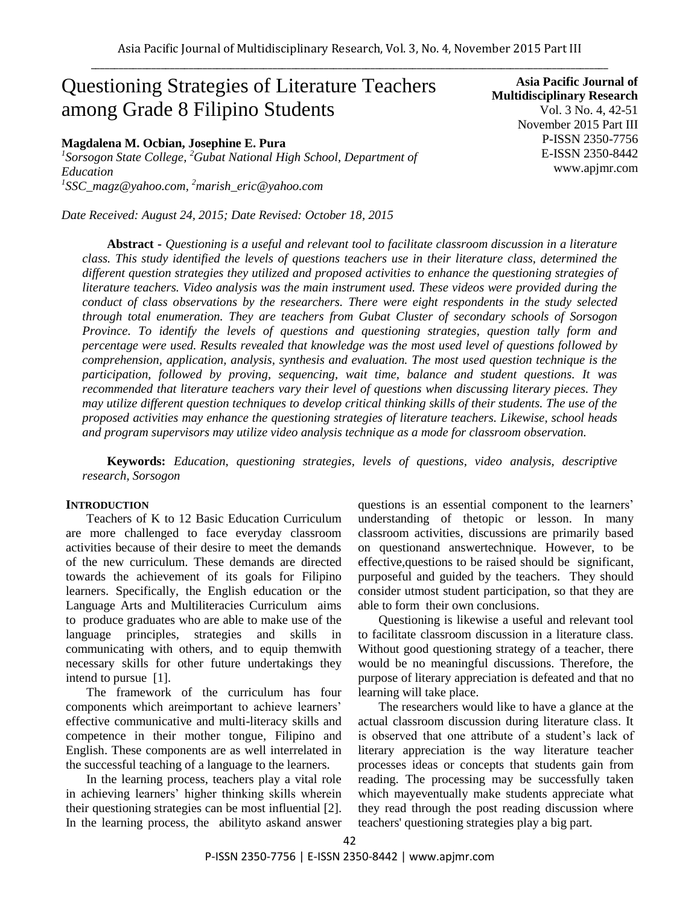# Questioning Strategies of Literature Teachers among Grade 8 Filipino Students

**Asia Pacific Journal of Multidisciplinary Research**
Vol. 3 No. 4, 42-51
November 2015 Part III
P-ISSN 2350-7756
E-ISSN 2350-8442
www.apjmr.com

**Magdalena M. Ocbian, Josephine E. Pura**

[1]*Sorsogon State College,* [2]*Gubat National High School, Department of Education*

[1]*SSC_magz@yahoo.com,* [2]*marish_eric@yahoo.com*

*Date Received: August 24, 2015; Date Revised: October 18, 2015*

**Abstract -** *Questioning is a useful and relevant tool to facilitate classroom discussion in a literature class. This study identified the levels of questions teachers use in their literature class, determined the different question strategies they utilized and proposed activities to enhance the questioning strategies of literature teachers. Video analysis was the main instrument used. These videos were provided during the conduct of class observations by the researchers. There were eight respondents in the study selected through total enumeration. They are teachers from Gubat Cluster of secondary schools of Sorsogon Province. To identify the levels of questions and questioning strategies, question tally form and percentage were used. Results revealed that knowledge was the most used level of questions followed by comprehension, application, analysis, synthesis and evaluation. The most used question technique is the participation, followed by proving, sequencing, wait time, balance and student questions. It was recommended that literature teachers vary their level of questions when discussing literary pieces. They may utilize different question techniques to develop critical thinking skills of their students. The use of the proposed activities may enhance the questioning strategies of literature teachers. Likewise, school heads and program supervisors may utilize video analysis technique as a mode for classroom observation.*

**Keywords:** *Education, questioning strategies, levels of questions, video analysis, descriptive research, Sorsogon*

## INTRODUCTION

Teachers of K to 12 Basic Education Curriculum are more challenged to face everyday classroom activities because of their desire to meet the demands of the new curriculum. These demands are directed towards the achievement of its goals for Filipino learners. Specifically, the English education or the Language Arts and Multiliteracies Curriculum aims to produce graduates who are able to make use of the language principles, strategies and skills in communicating with others, and to equip themwith necessary skills for other future undertakings they intend to pursue [1].

The framework of the curriculum has four components which areimportant to achieve learners' effective communicative and multi-literacy skills and competence in their mother tongue, Filipino and English. These components are as well interrelated in the successful teaching of a language to the learners.

In the learning process, teachers play a vital role in achieving learners' higher thinking skills wherein their questioning strategies can be most influential [2]. In the learning process, the abilityto askand answer questions is an essential component to the learners' understanding of thetopic or lesson. In many classroom activities, discussions are primarily based on questionand answertechnique. However, to be effective,questions to be raised should be significant, purposeful and guided by the teachers. They should consider utmost student participation, so that they are able to form their own conclusions.

Questioning is likewise a useful and relevant tool to facilitate classroom discussion in a literature class. Without good questioning strategy of a teacher, there would be no meaningful discussions. Therefore, the purpose of literary appreciation is defeated and that no learning will take place.

The researchers would like to have a glance at the actual classroom discussion during literature class. It is observed that one attribute of a student's lack of literary appreciation is the way literature teacher processes ideas or concepts that students gain from reading. The processing may be successfully taken which mayeventually make students appreciate what they read through the post reading discussion where teachers' questioning strategies play a big part.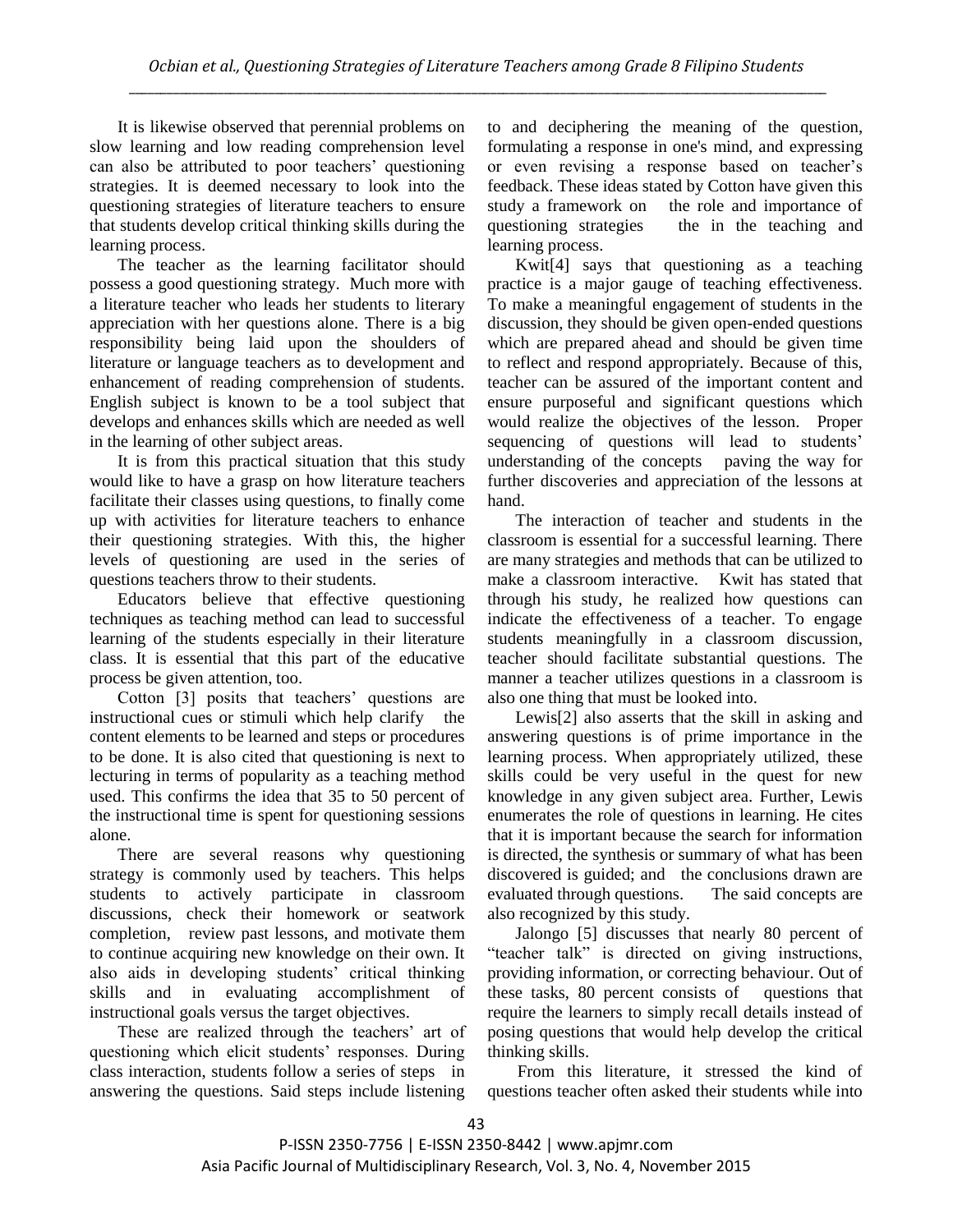It is likewise observed that perennial problems on slow learning and low reading comprehension level can also be attributed to poor teachers' questioning strategies. It is deemed necessary to look into the questioning strategies of literature teachers to ensure that students develop critical thinking skills during the learning process.

The teacher as the learning facilitator should possess a good questioning strategy. Much more with a literature teacher who leads her students to literary appreciation with her questions alone. There is a big responsibility being laid upon the shoulders of literature or language teachers as to development and enhancement of reading comprehension of students. English subject is known to be a tool subject that develops and enhances skills which are needed as well in the learning of other subject areas.

It is from this practical situation that this study would like to have a grasp on how literature teachers facilitate their classes using questions, to finally come up with activities for literature teachers to enhance their questioning strategies. With this, the higher levels of questioning are used in the series of questions teachers throw to their students.

Educators believe that effective questioning techniques as teaching method can lead to successful learning of the students especially in their literature class. It is essential that this part of the educative process be given attention, too.

Cotton [3] posits that teachers' questions are instructional cues or stimuli which help clarify the content elements to be learned and steps or procedures to be done. It is also cited that questioning is next to lecturing in terms of popularity as a teaching method used. This confirms the idea that 35 to 50 percent of the instructional time is spent for questioning sessions alone.

There are several reasons why questioning strategy is commonly used by teachers. This helps students to actively participate in classroom discussions, check their homework or seatwork completion, review past lessons, and motivate them to continue acquiring new knowledge on their own. It also aids in developing students' critical thinking skills and in evaluating accomplishment of instructional goals versus the target objectives.

These are realized through the teachers' art of questioning which elicit students' responses. During class interaction, students follow a series of steps in answering the questions. Said steps include listening to and deciphering the meaning of the question, formulating a response in one's mind, and expressing or even revising a response based on teacher's feedback. These ideas stated by Cotton have given this study a framework on the role and importance of questioning strategies the in the teaching and learning process.

Kwit[4] says that questioning as a teaching practice is a major gauge of teaching effectiveness. To make a meaningful engagement of students in the discussion, they should be given open-ended questions which are prepared ahead and should be given time to reflect and respond appropriately. Because of this, teacher can be assured of the important content and ensure purposeful and significant questions which would realize the objectives of the lesson. Proper sequencing of questions will lead to students' understanding of the concepts paving the way for further discoveries and appreciation of the lessons at hand.

The interaction of teacher and students in the classroom is essential for a successful learning. There are many strategies and methods that can be utilized to make a classroom interactive. Kwit has stated that through his study, he realized how questions can indicate the effectiveness of a teacher. To engage students meaningfully in a classroom discussion, teacher should facilitate substantial questions. The manner a teacher utilizes questions in a classroom is also one thing that must be looked into.

Lewis[2] also asserts that the skill in asking and answering questions is of prime importance in the learning process. When appropriately utilized, these skills could be very useful in the quest for new knowledge in any given subject area. Further, Lewis enumerates the role of questions in learning. He cites that it is important because the search for information is directed, the synthesis or summary of what has been discovered is guided; and the conclusions drawn are evaluated through questions. The said concepts are also recognized by this study.

Jalongo [5] discusses that nearly 80 percent of "teacher talk" is directed on giving instructions, providing information, or correcting behaviour. Out of these tasks, 80 percent consists of questions that require the learners to simply recall details instead of posing questions that would help develop the critical thinking skills.

From this literature, it stressed the kind of questions teacher often asked their students while into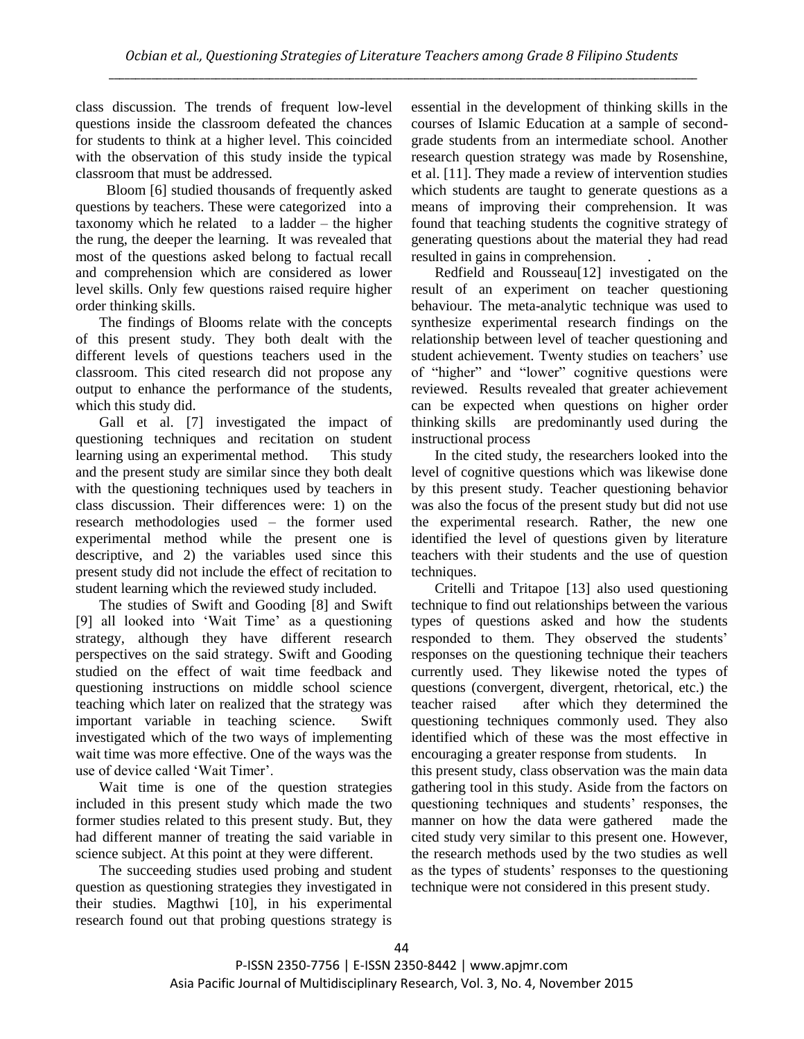class discussion. The trends of frequent low-level questions inside the classroom defeated the chances for students to think at a higher level. This coincided with the observation of this study inside the typical classroom that must be addressed.

Bloom [6] studied thousands of frequently asked questions by teachers. These were categorized into a taxonomy which he related to a ladder – the higher the rung, the deeper the learning. It was revealed that most of the questions asked belong to factual recall and comprehension which are considered as lower level skills. Only few questions raised require higher order thinking skills.

The findings of Blooms relate with the concepts of this present study. They both dealt with the different levels of questions teachers used in the classroom. This cited research did not propose any output to enhance the performance of the students, which this study did.

Gall et al. [7] investigated the impact of questioning techniques and recitation on student learning using an experimental method. This study and the present study are similar since they both dealt with the questioning techniques used by teachers in class discussion. Their differences were: 1) on the research methodologies used – the former used experimental method while the present one is descriptive, and 2) the variables used since this present study did not include the effect of recitation to student learning which the reviewed study included.

The studies of Swift and Gooding [8] and Swift [9] all looked into 'Wait Time' as a questioning strategy, although they have different research perspectives on the said strategy. Swift and Gooding studied on the effect of wait time feedback and questioning instructions on middle school science teaching which later on realized that the strategy was important variable in teaching science. Swift investigated which of the two ways of implementing wait time was more effective. One of the ways was the use of device called 'Wait Timer'.

Wait time is one of the question strategies included in this present study which made the two former studies related to this present study. But, they had different manner of treating the said variable in science subject. At this point at they were different.

The succeeding studies used probing and student question as questioning strategies they investigated in their studies. Magthwi [10], in his experimental research found out that probing questions strategy is essential in the development of thinking skills in the courses of Islamic Education at a sample of second-grade students from an intermediate school. Another research question strategy was made by Rosenshine, et al. [11]. They made a review of intervention studies which students are taught to generate questions as a means of improving their comprehension. It was found that teaching students the cognitive strategy of generating questions about the material they had read resulted in gains in comprehension.

Redfield and Rousseau[12] investigated on the result of an experiment on teacher questioning behaviour. The meta-analytic technique was used to synthesize experimental research findings on the relationship between level of teacher questioning and student achievement. Twenty studies on teachers' use of "higher" and "lower" cognitive questions were reviewed. Results revealed that greater achievement can be expected when questions on higher order thinking skills are predominantly used during the instructional process

In the cited study, the researchers looked into the level of cognitive questions which was likewise done by this present study. Teacher questioning behavior was also the focus of the present study but did not use the experimental research. Rather, the new one identified the level of questions given by literature teachers with their students and the use of question techniques.

Critelli and Tritapoe [13] also used questioning technique to find out relationships between the various types of questions asked and how the students responded to them. They observed the students' responses on the questioning technique their teachers currently used. They likewise noted the types of questions (convergent, divergent, rhetorical, etc.) the teacher raised after which they determined the questioning techniques commonly used. They also identified which of these was the most effective in encouraging a greater response from students. In this present study, class observation was the main data gathering tool in this study. Aside from the factors on questioning techniques and students' responses, the manner on how the data were gathered made the cited study very similar to this present one. However, the research methods used by the two studies as well as the types of students' responses to the questioning technique were not considered in this present study.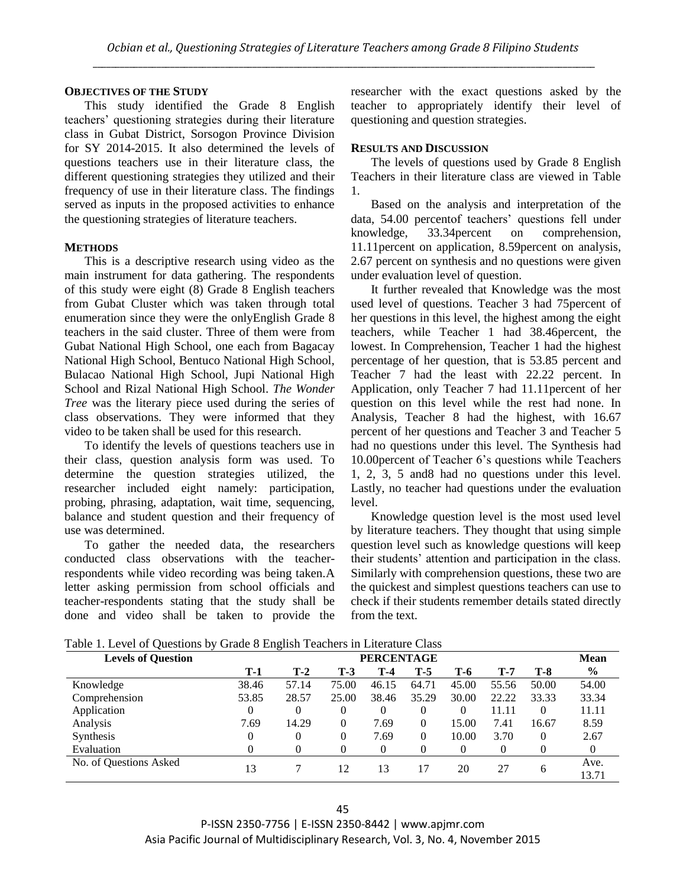## OBJECTIVES OF THE STUDY

This study identified the Grade 8 English teachers' questioning strategies during their literature class in Gubat District, Sorsogon Province Division for SY 2014-2015. It also determined the levels of questions teachers use in their literature class, the different questioning strategies they utilized and their frequency of use in their literature class. The findings served as inputs in the proposed activities to enhance the questioning strategies of literature teachers.

## METHODS

This is a descriptive research using video as the main instrument for data gathering. The respondents of this study were eight (8) Grade 8 English teachers from Gubat Cluster which was taken through total enumeration since they were the onlyEnglish Grade 8 teachers in the said cluster. Three of them were from Gubat National High School, one each from Bagacay National High School, Bentuco National High School, Bulacao National High School, Jupi National High School and Rizal National High School. *The Wonder Tree* was the literary piece used during the series of class observations. They were informed that they video to be taken shall be used for this research.

To identify the levels of questions teachers use in their class, question analysis form was used. To determine the question strategies utilized, the researcher included eight namely: participation, probing, phrasing, adaptation, wait time, sequencing, balance and student question and their frequency of use was determined.

To gather the needed data, the researchers conducted class observations with the teacher-respondents while video recording was being taken.A letter asking permission from school officials and teacher-respondents stating that the study shall be done and video shall be taken to provide the researcher with the exact questions asked by the teacher to appropriately identify their level of questioning and question strategies.

## RESULTS AND DISCUSSION

The levels of questions used by Grade 8 English Teachers in their literature class are viewed in Table 1.

Based on the analysis and interpretation of the data, 54.00 percentof teachers' questions fell under knowledge, 33.34percent on comprehension, 11.11percent on application, 8.59percent on analysis, 2.67 percent on synthesis and no questions were given under evaluation level of question.

It further revealed that Knowledge was the most used level of questions. Teacher 3 had 75percent of her questions in this level, the highest among the eight teachers, while Teacher 1 had 38.46percent, the lowest. In Comprehension, Teacher 1 had the highest percentage of her question, that is 53.85 percent and Teacher 7 had the least with 22.22 percent. In Application, only Teacher 7 had 11.11percent of her question on this level while the rest had none. In Analysis, Teacher 8 had the highest, with 16.67 percent of her questions and Teacher 3 and Teacher 5 had no questions under this level. The Synthesis had 10.00percent of Teacher 6's questions while Teachers 1, 2, 3, 5 and8 had no questions under this level. Lastly, no teacher had questions under the evaluation level.

Knowledge question level is the most used level by literature teachers. They thought that using simple question level such as knowledge questions will keep their students' attention and participation in the class. Similarly with comprehension questions, these two are the quickest and simplest questions teachers can use to check if their students remember details stated directly from the text.

Table 1. Level of Questions by Grade 8 English Teachers in Literature Class

| Levels of Question | PERCENTAGE | | | | | | | | Mean |
|---|---|---|---|---|---|---|---|---|---|
| | T-1 | T-2 | T-3 | T-4 | T-5 | T-6 | T-7 | T-8 | % |
| Knowledge | 38.46 | 57.14 | 75.00 | 46.15 | 64.71 | 45.00 | 55.56 | 50.00 | 54.00 |
| Comprehension | 53.85 | 28.57 | 25.00 | 38.46 | 35.29 | 30.00 | 22.22 | 33.33 | 33.34 |
| Application | 0 | 0 | 0 | 0 | 0 | 0 | 11.11 | 0 | 11.11 |
| Analysis | 7.69 | 14.29 | 0 | 7.69 | 0 | 15.00 | 7.41 | 16.67 | 8.59 |
| Synthesis | 0 | 0 | 0 | 7.69 | 0 | 10.00 | 3.70 | 0 | 2.67 |
| Evaluation | 0 | 0 | 0 | 0 | 0 | 0 | 0 | 0 | 0 |
| No. of Questions Asked | 13 | 7 | 12 | 13 | 17 | 20 | 27 | 6 | Ave. 13.71 |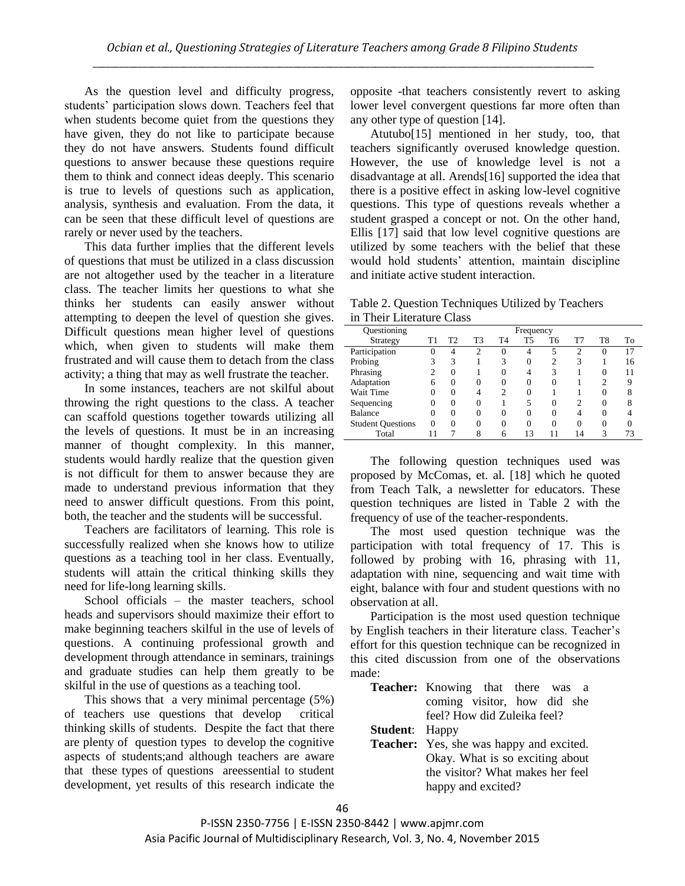As the question level and difficulty progress, students' participation slows down. Teachers feel that when students become quiet from the questions they have given, they do not like to participate because they do not have answers. Students found difficult questions to answer because these questions require them to think and connect ideas deeply. This scenario is true to levels of questions such as application, analysis, synthesis and evaluation. From the data, it can be seen that these difficult level of questions are rarely or never used by the teachers.

This data further implies that the different levels of questions that must be utilized in a class discussion are not altogether used by the teacher in a literature class. The teacher limits her questions to what she thinks her students can easily answer without attempting to deepen the level of question she gives. Difficult questions mean higher level of questions which, when given to students will make them frustrated and will cause them to detach from the class activity; a thing that may as well frustrate the teacher.

In some instances, teachers are not skilful about throwing the right questions to the class. A teacher can scaffold questions together towards utilizing all the levels of questions. It must be in an increasing manner of thought complexity. In this manner, students would hardly realize that the question given is not difficult for them to answer because they are made to understand previous information that they need to answer difficult questions. From this point, both, the teacher and the students will be successful.

Teachers are facilitators of learning. This role is successfully realized when she knows how to utilize questions as a teaching tool in her class. Eventually, students will attain the critical thinking skills they need for life-long learning skills.

School officials – the master teachers, school heads and supervisors should maximize their effort to make beginning teachers skilful in the use of levels of questions. A continuing professional growth and development through attendance in seminars, trainings and graduate studies can help them greatly to be skilful in the use of questions as a teaching tool.

This shows that a very minimal percentage (5%) of teachers use questions that develop critical thinking skills of students. Despite the fact that there are plenty of question types to develop the cognitive aspects of students;and although teachers are aware that these types of questions areessential to student development, yet results of this research indicate the opposite -that teachers consistently revert to asking lower level convergent questions far more often than any other type of question [14].

Atutubo[15] mentioned in her study, too, that teachers significantly overused knowledge question. However, the use of knowledge level is not a disadvantage at all. Arends[16] supported the idea that there is a positive effect in asking low-level cognitive questions. This type of questions reveals whether a student grasped a concept or not. On the other hand, Ellis [17] said that low level cognitive questions are utilized by some teachers with the belief that these would hold students' attention, maintain discipline and initiate active student interaction.

Table 2. Question Techniques Utilized by Teachers in Their Literature Class

| Questioning Strategy | Frequency | | | | | | | | |
|---|---|---|---|---|---|---|---|---|---|
| | T1 | T2 | T3 | T4 | T5 | T6 | T7 | T8 | To |
| Participation | 0 | 4 | 2 | 0 | 4 | 5 | 2 | 0 | 17 |
| Probing | 3 | 3 | 1 | 3 | 0 | 2 | 3 | 1 | 16 |
| Phrasing | 2 | 0 | 1 | 0 | 4 | 3 | 1 | 0 | 11 |
| Adaptation | 6 | 0 | 0 | 0 | 0 | 0 | 1 | 2 | 9 |
| Wait Time | 0 | 0 | 4 | 2 | 0 | 1 | 1 | 0 | 8 |
| Sequencing | 0 | 0 | 0 | 1 | 5 | 0 | 2 | 0 | 8 |
| Balance | 0 | 0 | 0 | 0 | 0 | 0 | 4 | 0 | 4 |
| Student Questions | 0 | 0 | 0 | 0 | 0 | 0 | 0 | 0 | 0 |
| Total | 11 | 7 | 8 | 6 | 13 | 11 | 14 | 3 | 73 |

The following question techniques used was proposed by McComas, et. al. [18] which he quoted from Teach Talk, a newsletter for educators. These question techniques are listed in Table 2 with the frequency of use of the teacher-respondents.

The most used question technique was the participation with total frequency of 17. This is followed by probing with 16, phrasing with 11, adaptation with nine, sequencing and wait time with eight, balance with four and student questions with no observation at all.

Participation is the most used question technique by English teachers in their literature class. Teacher's effort for this question technique can be recognized in this cited discussion from one of the observations made:

**Teacher:** Knowing that there was a coming visitor, how did she feel? How did Zuleika feel?

**Student**: Happy

**Teacher:** Yes, she was happy and excited. Okay. What is so exciting about the visitor? What makes her feel happy and excited?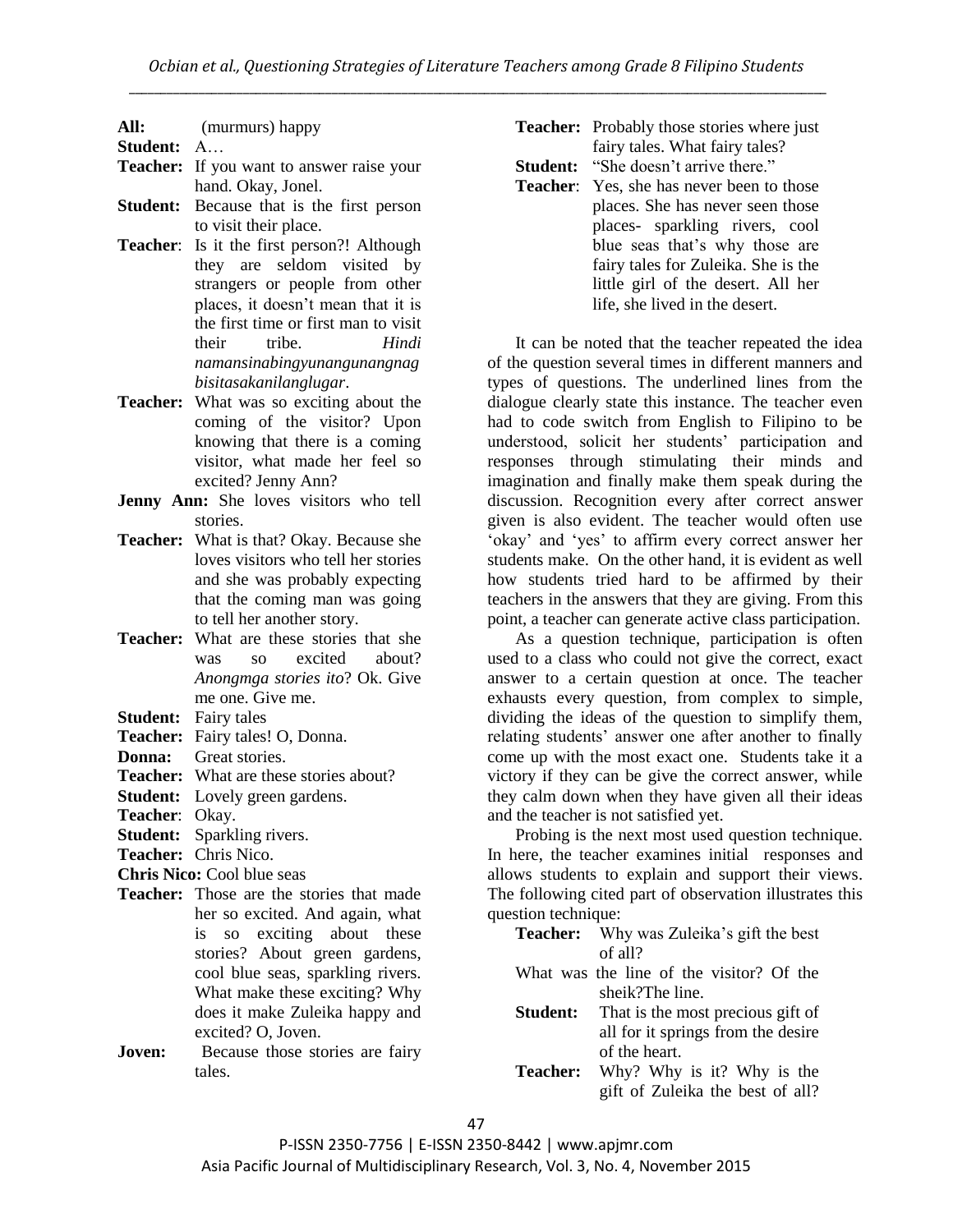**All:** (murmurs) happy

**Student:** A…

**Teacher:** If you want to answer raise your hand. Okay, Jonel.

**Student:** Because that is the first person to visit their place.

**Teacher**: Is it the first person?! Although they are seldom visited by strangers or people from other places, it doesn't mean that it is the first time or first man to visit their tribe. *Hindi namansinabingyunangunangnag bisitasakanilanglugar*.

**Teacher:** What was so exciting about the coming of the visitor? Upon knowing that there is a coming visitor, what made her feel so excited? Jenny Ann?

**Jenny Ann:** She loves visitors who tell stories.

**Teacher:** What is that? Okay. Because she loves visitors who tell her stories and she was probably expecting that the coming man was going to tell her another story.

**Teacher:** What are these stories that she was so excited about? *Anongmga stories ito*? Ok. Give me one. Give me.

**Student:** Fairy tales

**Teacher:** Fairy tales! O, Donna.

**Donna:** Great stories.

**Teacher:** What are these stories about?

**Student:** Lovely green gardens.

**Teacher**: Okay.

**Student:** Sparkling rivers.

**Teacher:** Chris Nico.

**Chris Nico:** Cool blue seas

**Teacher:** Those are the stories that made her so excited. And again, what is so exciting about these stories? About green gardens, cool blue seas, sparkling rivers. What make these exciting? Why does it make Zuleika happy and excited? O, Joven.

**Joven:** Because those stories are fairy tales.

**Teacher:** Probably those stories where just fairy tales. What fairy tales?

**Student:** "She doesn't arrive there."

**Teacher**: Yes, she has never been to those places. She has never seen those places- sparkling rivers, cool blue seas that's why those are fairy tales for Zuleika. She is the little girl of the desert. All her life, she lived in the desert.

It can be noted that the teacher repeated the idea of the question several times in different manners and types of questions. The underlined lines from the dialogue clearly state this instance. The teacher even had to code switch from English to Filipino to be understood, solicit her students' participation and responses through stimulating their minds and imagination and finally make them speak during the discussion. Recognition every after correct answer given is also evident. The teacher would often use 'okay' and 'yes' to affirm every correct answer her students make. On the other hand, it is evident as well how students tried hard to be affirmed by their teachers in the answers that they are giving. From this point, a teacher can generate active class participation.

As a question technique, participation is often used to a class who could not give the correct, exact answer to a certain question at once. The teacher exhausts every question, from complex to simple, dividing the ideas of the question to simplify them, relating students' answer one after another to finally come up with the most exact one. Students take it a victory if they can be give the correct answer, while they calm down when they have given all their ideas and the teacher is not satisfied yet.

Probing is the next most used question technique. In here, the teacher examines initial responses and allows students to explain and support their views. The following cited part of observation illustrates this question technique:

**Teacher:** Why was Zuleika's gift the best of all?

What was the line of the visitor? Of the sheik?The line.

**Student:** That is the most precious gift of all for it springs from the desire of the heart.

**Teacher:** Why? Why is it? Why is the gift of Zuleika the best of all?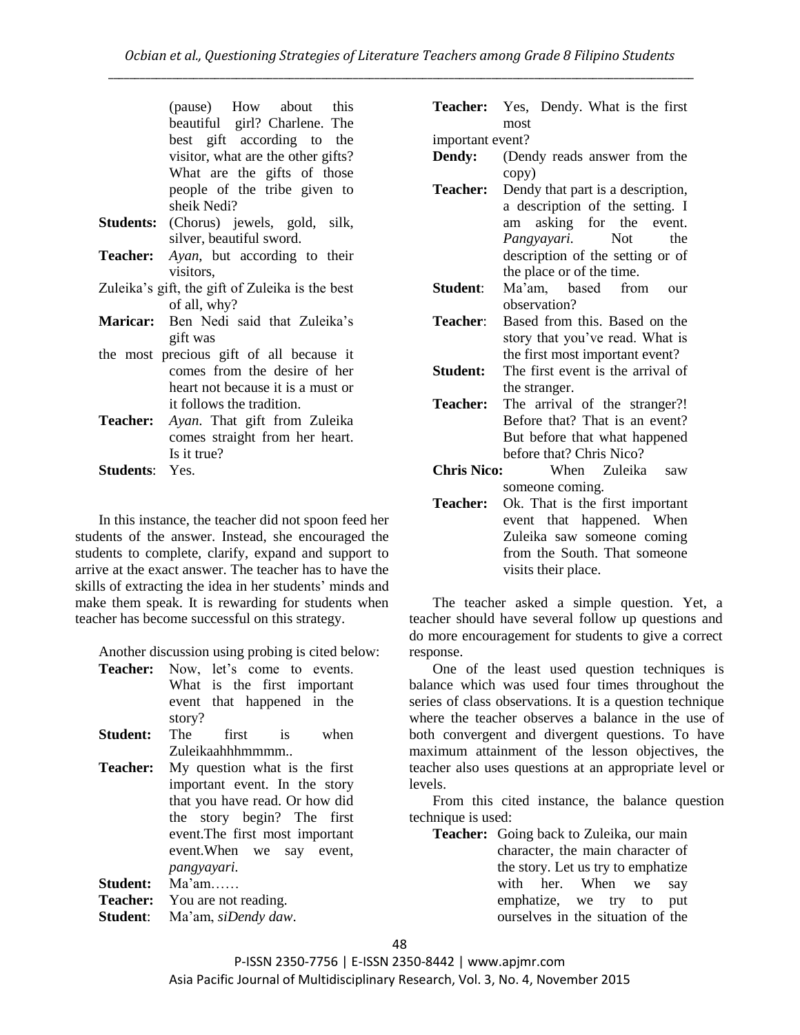(pause) How about this beautiful girl? Charlene. The best gift according to the visitor, what are the other gifts? What are the gifts of those people of the tribe given to sheik Nedi?

**Students:** (Chorus) jewels, gold, silk, silver, beautiful sword.

**Teacher:** *Ayan*, but according to their visitors, Zuleika's gift, the gift of Zuleika is the best of all, why?

**Maricar:** Ben Nedi said that Zuleika's gift was the most precious gift of all because it comes from the desire of her heart not because it is a must or it follows the tradition.

**Teacher:** *Ayan*. That gift from Zuleika comes straight from her heart. Is it true?

**Students**: Yes.

In this instance, the teacher did not spoon feed her students of the answer. Instead, she encouraged the students to complete, clarify, expand and support to arrive at the exact answer. The teacher has to have the skills of extracting the idea in her students' minds and make them speak. It is rewarding for students when teacher has become successful on this strategy.

Another discussion using probing is cited below:

**Teacher:** Now, let's come to events. What is the first important event that happened in the story?

**Student:** The first is when Zuleikaahhhmmmm..

**Teacher:** My question what is the first important event. In the story that you have read. Or how did the story begin? The first event.The first most important event.When we say event, *pangyayari*.

**Student:** Ma'am……

**Teacher:** You are not reading.

**Student**: Ma'am, *siDendy daw*.

**Teacher:** Yes, Dendy. What is the first most important event?

**Dendy:** (Dendy reads answer from the copy)

**Teacher:** Dendy that part is a description, a description of the setting. I am asking for the event. *Pangyayari*. Not the description of the setting or of the place or of the time.

**Student**: Ma'am, based from our observation?

**Teacher**: Based from this. Based on the story that you've read. What is the first most important event?

**Student:** The first event is the arrival of the stranger.

**Teacher:** The arrival of the stranger?! Before that? That is an event? But before that what happened before that? Chris Nico?

**Chris Nico:** When Zuleika saw someone coming.

**Teacher:** Ok. That is the first important event that happened. When Zuleika saw someone coming from the South. That someone visits their place.

The teacher asked a simple question. Yet, a teacher should have several follow up questions and do more encouragement for students to give a correct response.

One of the least used question techniques is balance which was used four times throughout the series of class observations. It is a question technique where the teacher observes a balance in the use of both convergent and divergent questions. To have maximum attainment of the lesson objectives, the teacher also uses questions at an appropriate level or levels.

From this cited instance, the balance question technique is used:

**Teacher:** Going back to Zuleika, our main character, the main character of the story. Let us try to emphatize with her. When we say emphatize, we try to put ourselves in the situation of the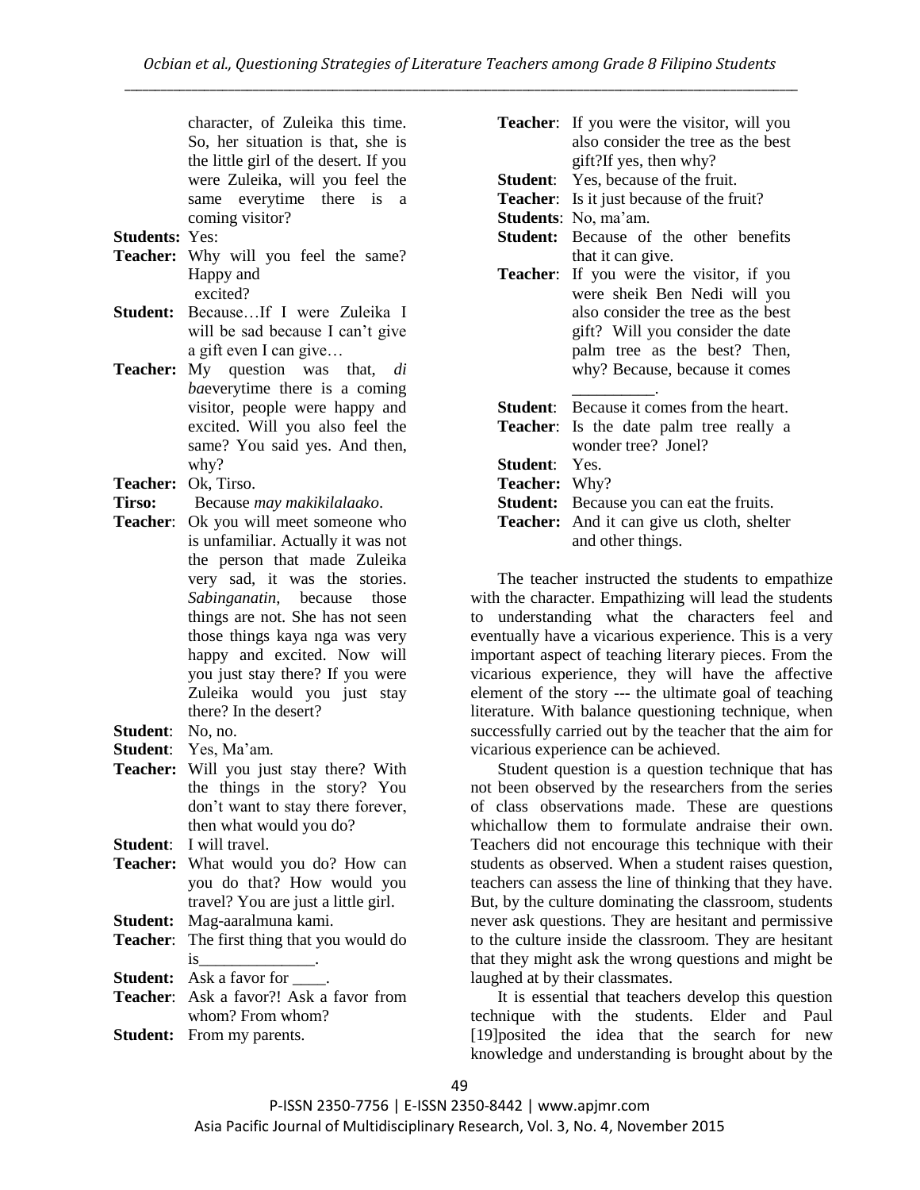character, of Zuleika this time. So, her situation is that, she is the little girl of the desert. If you were Zuleika, will you feel the same everytime there is a coming visitor?

**Students:** Yes:

**Teacher:** Why will you feel the same? Happy and excited?

**Student:** Because…If I were Zuleika I will be sad because I can't give a gift even I can give…

**Teacher:** My question was that, *di ba*everytime there is a coming visitor, people were happy and excited. Will you also feel the same? You said yes. And then, why?

**Teacher:** Ok, Tirso.

**Tirso:** Because *may makikilalaako*.

**Teacher**: Ok you will meet someone who is unfamiliar. Actually it was not the person that made Zuleika very sad, it was the stories. *Sabinganatin*, because those things are not. She has not seen those things kaya nga was very happy and excited. Now will you just stay there? If you were Zuleika would you just stay there? In the desert?

**Student**: No, no.

**Student**: Yes, Ma'am.

**Teacher:** Will you just stay there? With the things in the story? You don't want to stay there forever, then what would you do?

**Student**: I will travel.

**Teacher:** What would you do? How can you do that? How would you travel? You are just a little girl.

**Student:** Mag-aaralmuna kami.

**Teacher**: The first thing that you would do is______________.

**Student:** Ask a favor for ____.

**Teacher**: Ask a favor?! Ask a favor from whom? From whom?

**Student:** From my parents.

**Teacher**: If you were the visitor, will you also consider the tree as the best gift?If yes, then why?

**Student**: Yes, because of the fruit.

**Teacher**: Is it just because of the fruit?

**Students**: No, ma'am.

**Student:** Because of the other benefits that it can give.

**Teacher**: If you were the visitor, if you were sheik Ben Nedi will you also consider the tree as the best gift? Will you consider the date palm tree as the best? Then, why? Because, because it comes __________.

**Student**: Because it comes from the heart.

**Teacher**: Is the date palm tree really a wonder tree? Jonel?

**Student**: Yes.

**Teacher:** Why?

**Student:** Because you can eat the fruits.

**Teacher:** And it can give us cloth, shelter and other things.

The teacher instructed the students to empathize with the character. Empathizing will lead the students to understanding what the characters feel and eventually have a vicarious experience. This is a very important aspect of teaching literary pieces. From the vicarious experience, they will have the affective element of the story --- the ultimate goal of teaching literature. With balance questioning technique, when successfully carried out by the teacher that the aim for vicarious experience can be achieved.

Student question is a question technique that has not been observed by the researchers from the series of class observations made. These are questions whichallow them to formulate andraise their own. Teachers did not encourage this technique with their students as observed. When a student raises question, teachers can assess the line of thinking that they have. But, by the culture dominating the classroom, students never ask questions. They are hesitant and permissive to the culture inside the classroom. They are hesitant that they might ask the wrong questions and might be laughed at by their classmates.

It is essential that teachers develop this question technique with the students. Elder and Paul [19]posited the idea that the search for new knowledge and understanding is brought about by the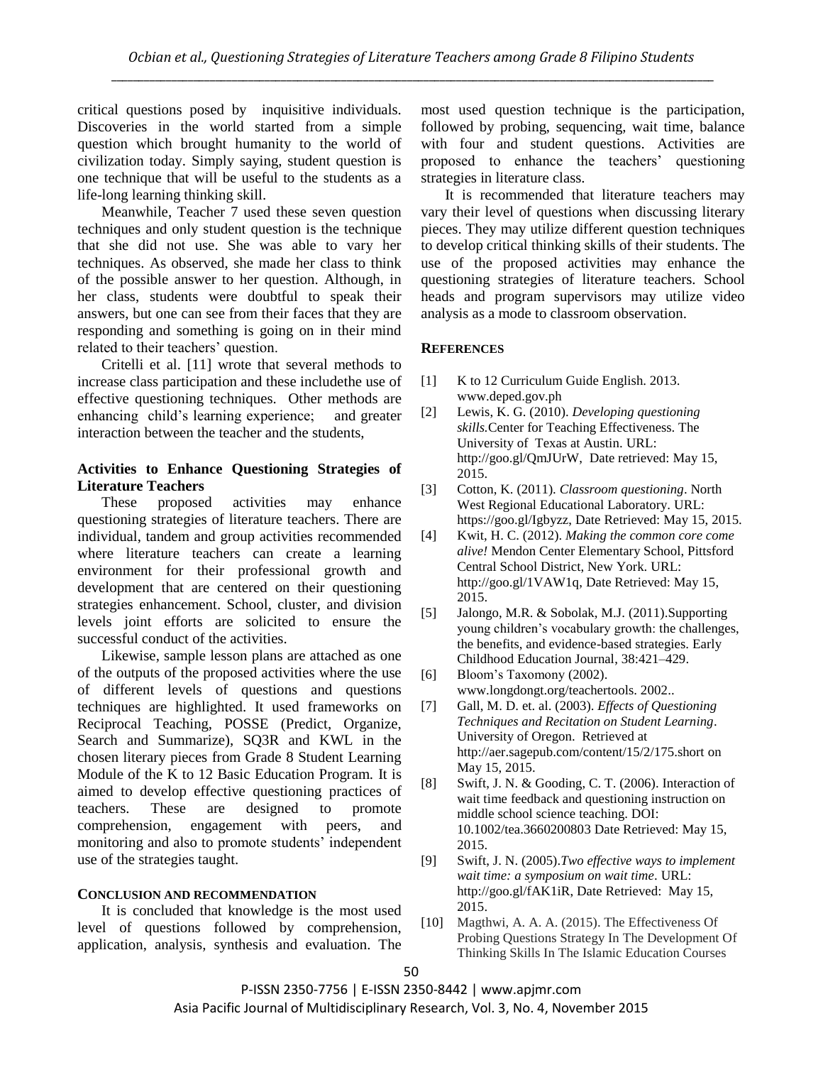critical questions posed by inquisitive individuals. Discoveries in the world started from a simple question which brought humanity to the world of civilization today. Simply saying, student question is one technique that will be useful to the students as a life-long learning thinking skill.

Meanwhile, Teacher 7 used these seven question techniques and only student question is the technique that she did not use. She was able to vary her techniques. As observed, she made her class to think of the possible answer to her question. Although, in her class, students were doubtful to speak their answers, but one can see from their faces that they are responding and something is going on in their mind related to their teachers' question.

Critelli et al. [11] wrote that several methods to increase class participation and these includethe use of effective questioning techniques. Other methods are enhancing child's learning experience; and greater interaction between the teacher and the students,

### Activities to Enhance Questioning Strategies of Literature Teachers

These proposed activities may enhance questioning strategies of literature teachers. There are individual, tandem and group activities recommended where literature teachers can create a learning environment for their professional growth and development that are centered on their questioning strategies enhancement. School, cluster, and division levels joint efforts are solicited to ensure the successful conduct of the activities.

Likewise, sample lesson plans are attached as one of the outputs of the proposed activities where the use of different levels of questions and questions techniques are highlighted. It used frameworks on Reciprocal Teaching, POSSE (Predict, Organize, Search and Summarize), SQ3R and KWL in the chosen literary pieces from Grade 8 Student Learning Module of the K to 12 Basic Education Program. It is aimed to develop effective questioning practices of teachers. These are designed to promote comprehension, engagement with peers, and monitoring and also to promote students' independent use of the strategies taught.

## CONCLUSION AND RECOMMENDATION

It is concluded that knowledge is the most used level of questions followed by comprehension, application, analysis, synthesis and evaluation. The most used question technique is the participation, followed by probing, sequencing, wait time, balance with four and student questions. Activities are proposed to enhance the teachers' questioning strategies in literature class.

It is recommended that literature teachers may vary their level of questions when discussing literary pieces. They may utilize different question techniques to develop critical thinking skills of their students. The use of the proposed activities may enhance the questioning strategies of literature teachers. School heads and program supervisors may utilize video analysis as a mode to classroom observation.

## REFERENCES

[1] K to 12 Curriculum Guide English. 2013. www.deped.gov.ph

[2] Lewis, K. G. (2010). *Developing questioning skills.*Center for Teaching Effectiveness. The University of Texas at Austin. URL: http://goo.gl/QmJUrW, Date retrieved: May 15, 2015.

[3] Cotton, K. (2011). *Classroom questioning*. North West Regional Educational Laboratory. URL: https://goo.gl/Igbyzz, Date Retrieved: May 15, 2015.

[4] Kwit, H. C. (2012). *Making the common core come alive!* Mendon Center Elementary School, Pittsford Central School District, New York. URL: http://goo.gl/1VAW1q, Date Retrieved: May 15, 2015.

[5] Jalongo, M.R. & Sobolak, M.J. (2011).Supporting young children's vocabulary growth: the challenges, the benefits, and evidence-based strategies. Early Childhood Education Journal, 38:421–429.

[6] Bloom's Taxomony (2002). www.longdongt.org/teachertools. 2002..

[7] Gall, M. D. et. al. (2003). *Effects of Questioning Techniques and Recitation on Student Learning*. University of Oregon. Retrieved at http://aer.sagepub.com/content/15/2/175.short on May 15, 2015.

[8] Swift, J. N. & Gooding, C. T. (2006). Interaction of wait time feedback and questioning instruction on middle school science teaching. DOI: 10.1002/tea.3660200803 Date Retrieved: May 15, 2015.

[9] Swift, J. N. (2005).*Two effective ways to implement wait time: a symposium on wait time*. URL: http://goo.gl/fAK1iR, Date Retrieved: May 15, 2015.

[10] Magthwi, A. A. A. (2015). The Effectiveness Of Probing Questions Strategy In The Development Of Thinking Skills In The Islamic Education Courses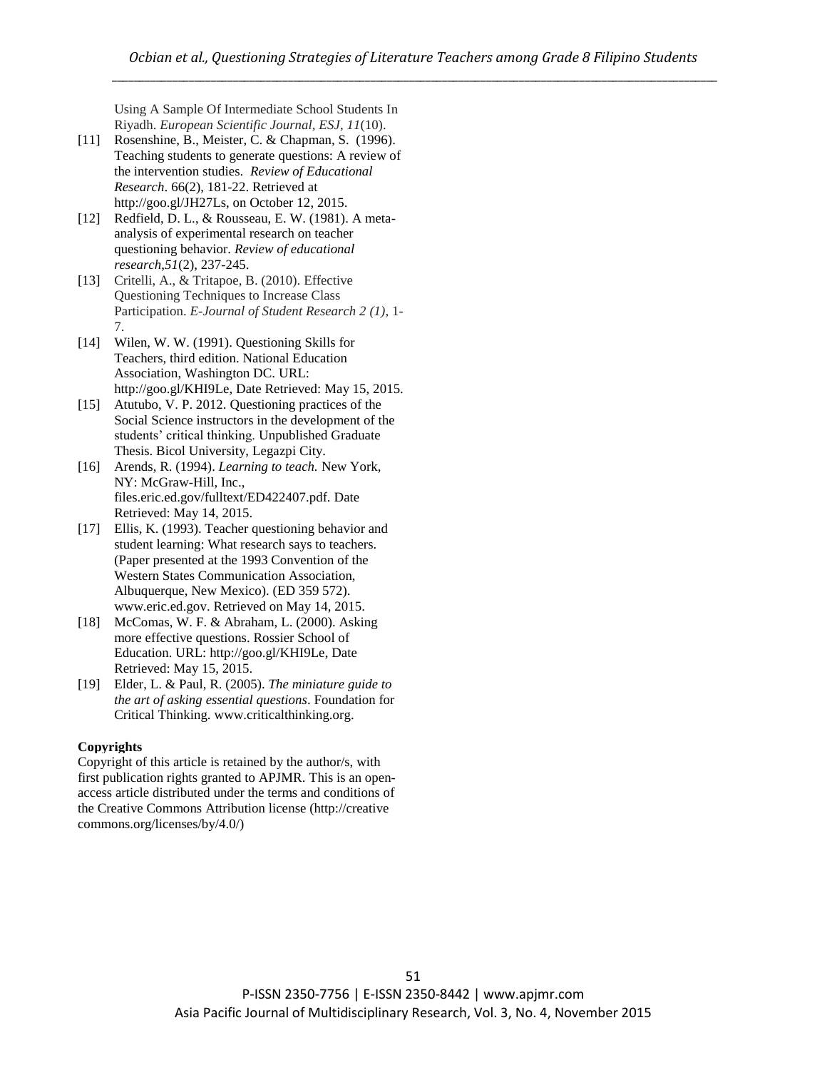Using A Sample Of Intermediate School Students In Riyadh. *European Scientific Journal, ESJ, 11*(10).

[11] Rosenshine, B., Meister, C. & Chapman, S. (1996). Teaching students to generate questions: A review of the intervention studies. *Review of Educational Research*. 66(2), 181-22. Retrieved at http://goo.gl/JH27Ls, on October 12, 2015.

[12] Redfield, D. L., & Rousseau, E. W. (1981). A meta-analysis of experimental research on teacher questioning behavior. *Review of educational research*,*51*(2), 237-245.

[13] Critelli, A., & Tritapoe, B. (2010). Effective Questioning Techniques to Increase Class Participation. *E-Journal of Student Research 2 (1)*, 1-7.

[14] Wilen, W. W. (1991). Questioning Skills for Teachers, third edition. National Education Association, Washington DC. URL: http://goo.gl/KHI9Le, Date Retrieved: May 15, 2015.

[15] Atutubo, V. P. 2012. Questioning practices of the Social Science instructors in the development of the students' critical thinking. Unpublished Graduate Thesis. Bicol University, Legazpi City.

[16] Arends, R. (1994). *Learning to teach.* New York, NY: McGraw-Hill, Inc., files.eric.ed.gov/fulltext/ED422407.pdf. Date Retrieved: May 14, 2015.

[17] Ellis, K. (1993). Teacher questioning behavior and student learning: What research says to teachers. (Paper presented at the 1993 Convention of the Western States Communication Association, Albuquerque, New Mexico). (ED 359 572). www.eric.ed.gov. Retrieved on May 14, 2015.

[18] McComas, W. F. & Abraham, L. (2000). Asking more effective questions. Rossier School of Education. URL: http://goo.gl/KHI9Le, Date Retrieved: May 15, 2015.

[19] Elder, L. & Paul, R. (2005). *The miniature guide to the art of asking essential questions*. Foundation for Critical Thinking. www.criticalthinking.org.

**Copyrights**

Copyright of this article is retained by the author/s, with first publication rights granted to APJMR. This is an open-access article distributed under the terms and conditions of the Creative Commons Attribution license (http://creative commons.org/licenses/by/4.0/)